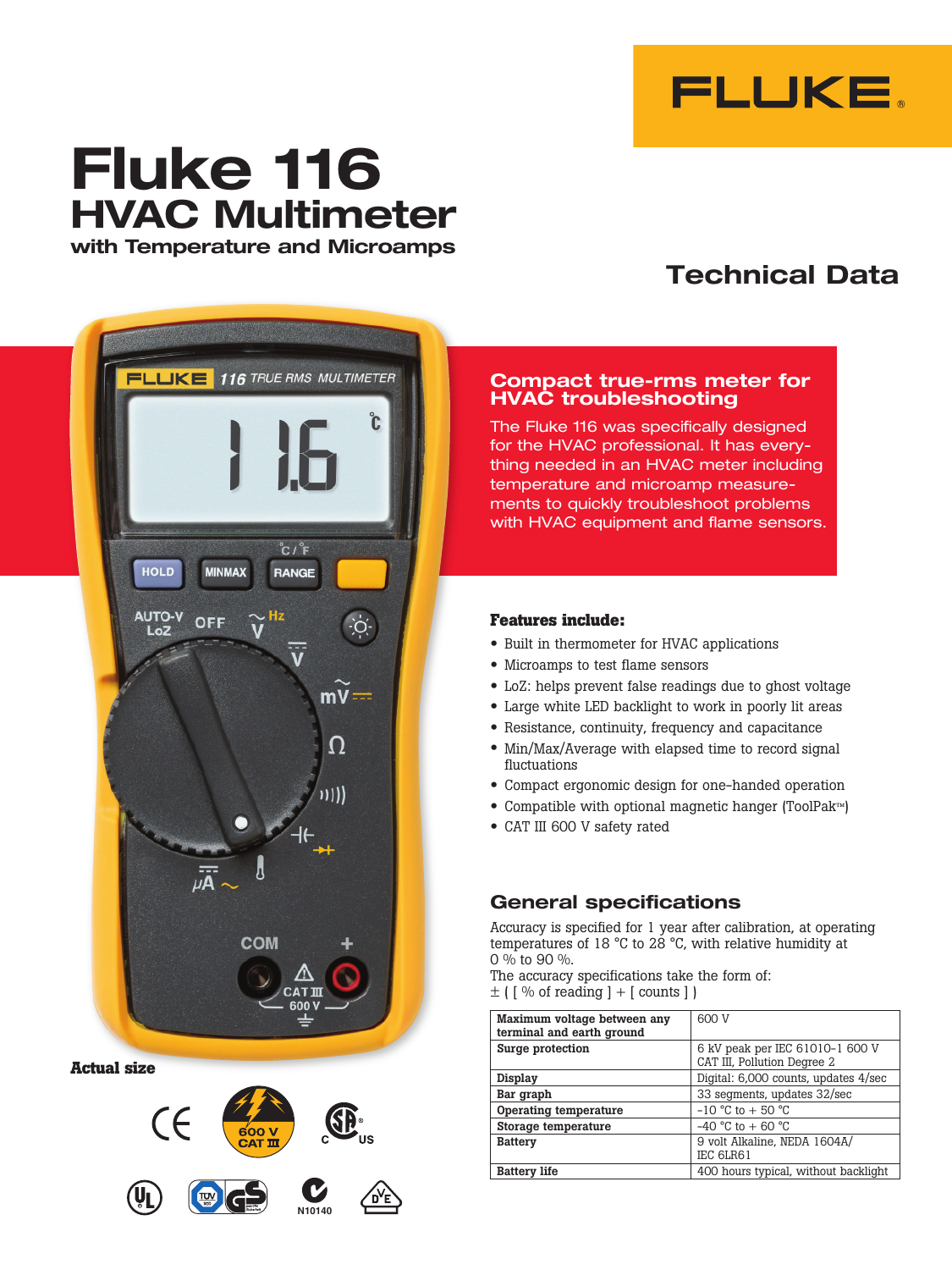# Fluke 116

## HVAC Multimeter

### with Temperature and Microamps

## Technical Data

Actual size

### Compact true-rms meter for HVAC troubleshooting

The Fluke 116 was specifically designed for the HVAC professional. It has everything needed in an HVAC meter including temperature and microamp measurements to quickly troubleshoot problems with HVAC equipment and flame sensors.

**Features include:**

- Built in thermometer for HVAC applications
- Microamps to test flame sensors
- LoZ: helps prevent false readings due to ghost voltage
- Large white LED backlight to work in poorly lit areas
- Resistance, continuity, frequency and capacitance
- Min/Max/Average with elapsed time to record signal fluctuations
- Compact ergonomic design for one-handed operation
- Compatible with optional magnetic hanger (ToolPak™)
- CAT III 600 V safety rated

## General specifications

Accuracy is specified for 1 year after calibration, at operating temperatures of 18 °C to 28 °C, with relative humidity at 0 % to 90 %.
The accuracy specifications take the form of:
± ( [ % of reading ] + [ counts ] )

| Parameter | Value |
|---|---|
| **Maximum voltage between any terminal and earth ground** | 600 V |
| **Surge protection** | 6 kV peak per IEC 61010-1 600 V CAT III, Pollution Degree 2 |
| **Display** | Digital: 6,000 counts, updates 4/sec |
| **Bar graph** | 33 segments, updates 32/sec |
| **Operating temperature** | -10 °C to + 50 °C |
| **Storage temperature** | -40 °C to + 60 °C |
| **Battery** | 9 volt Alkaline, NEDA 1604A/ IEC 6LR61 |
| **Battery life** | 400 hours typical, without backlight |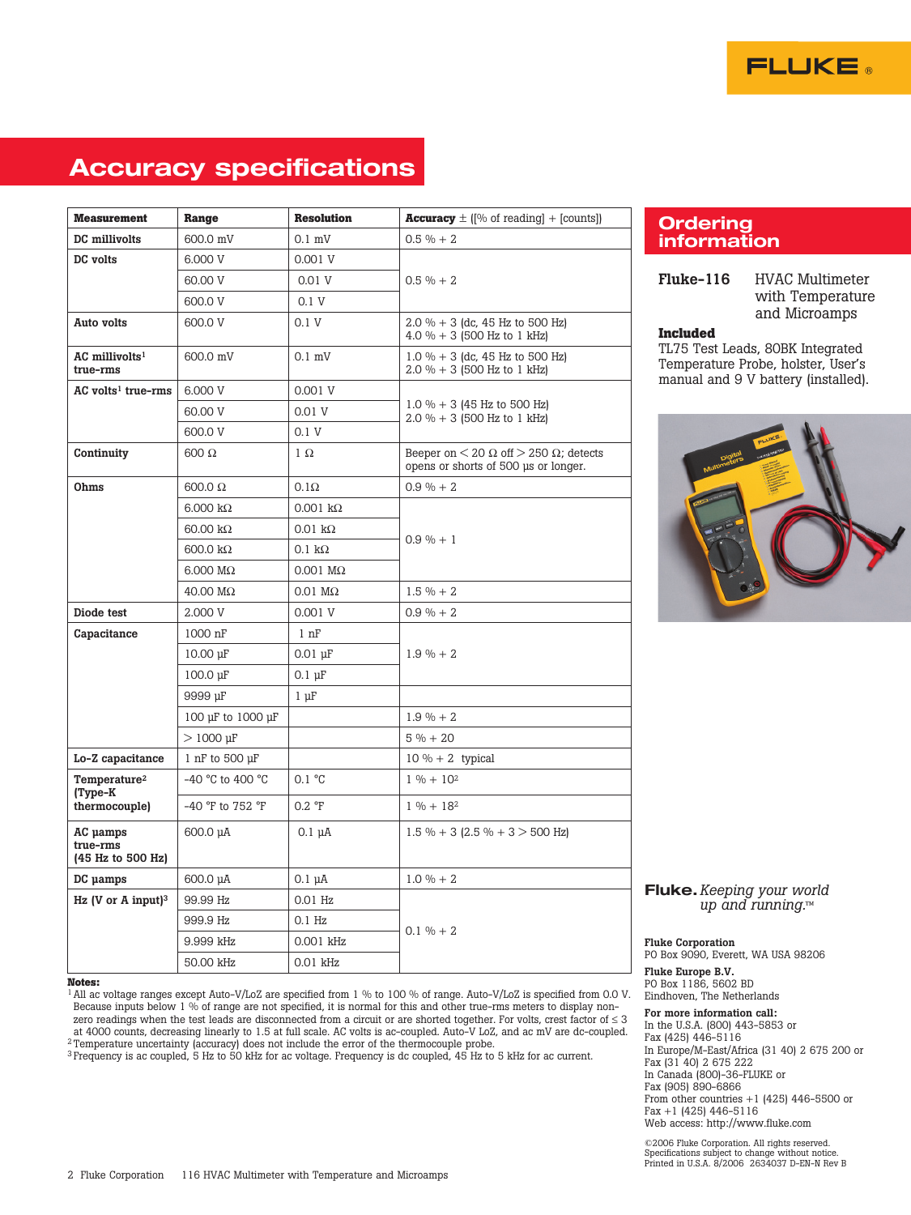## Accuracy specifications

| Measurement | Range | Resolution | Accuracy ± ([% of reading] + [counts]) |
|---|---|---|---|
| DC millivolts | 600.0 mV | 0.1 mV | 0.5 % + 2 |
| DC volts | 6.000 V | 0.001 V | 0.5 % + 2 |
| | 60.00 V | 0.01 V | |
| | 600.0 V | 0.1 V | |
| Auto volts | 600.0 V | 0.1 V | 2.0 % + 3 (dc, 45 Hz to 500 Hz)<br>4.0 % + 3 (500 Hz to 1 kHz) |
| AC millivolts[1] true-rms | 600.0 mV | 0.1 mV | 1.0 % + 3 (dc, 45 Hz to 500 Hz)<br>2.0 % + 3 (500 Hz to 1 kHz) |
| AC volts[1] true-rms | 6.000 V | 0.001 V | 1.0 % + 3 (45 Hz to 500 Hz)<br>2.0 % + 3 (500 Hz to 1 kHz) |
| | 60.00 V | 0.01 V | |
| | 600.0 V | 0.1 V | |
| Continuity | 600 Ω | 1 Ω | Beeper on < 20 Ω off > 250 Ω; detects opens or shorts of 500 µs or longer. |
| Ohms | 600.0 Ω | 0.1Ω | 0.9 % + 2 |
| | 6.000 kΩ | 0.001 kΩ | 0.9 % + 1 |
| | 60.00 kΩ | 0.01 kΩ | |
| | 600.0 kΩ | 0.1 kΩ | |
| | 6.000 MΩ | 0.001 MΩ | |
| | 40.00 MΩ | 0.01 MΩ | 1.5 % + 2 |
| Diode test | 2.000 V | 0.001 V | 0.9 % + 2 |
| Capacitance | 1000 nF | 1 nF | 1.9 % + 2 |
| | 10.00 µF | 0.01 µF | |
| | 100.0 µF | 0.1 µF | |
| | 9999 µF | 1 µF | |
| | 100 µF to 1000 µF | | 1.9 % + 2 |
| | > 1000 µF | | 5 % + 20 |
| Lo-Z capacitance | 1 nF to 500 µF | | 10 % + 2 typical |
| Temperature[2] (Type-K thermocouple) | -40 °C to 400 °C | 0.1 °C | 1 % + 10[2] |
| | -40 °F to 752 °F | 0.2 °F | 1 % + 18[2] |
| AC µamps true-rms (45 Hz to 500 Hz) | 600.0 µA | 0.1 µA | 1.5 % + 3 (2.5 % + 3 > 500 Hz) |
| DC µamps | 600.0 µA | 0.1 µA | 1.0 % + 2 |
| Hz (V or A input)[3] | 99.99 Hz | 0.01 Hz | 0.1 % + 2 |
| | 999.9 Hz | 0.1 Hz | |
| | 9.999 kHz | 0.001 kHz | |
| | 50.00 kHz | 0.01 kHz | |

**Notes:**

[1] All ac voltage ranges except Auto-V/LoZ are specified from 1 % to 100 % of range. Auto-V/LoZ is specified from 0.0 V. Because inputs below 1 % of range are not specified, it is normal for this and other true-rms meters to display non-zero readings when the test leads are disconnected from a circuit or are shorted together. For volts, crest factor of ≤ 3 at 4000 counts, decreasing linearly to 1.5 at full scale. AC volts is ac-coupled. Auto-V LoZ, and ac mV are dc-coupled.

[2] Temperature uncertainty (accuracy) does not include the error of the thermocouple probe.

[3] Frequency is ac coupled, 5 Hz to 50 kHz for ac voltage. Frequency is dc coupled, 45 Hz to 5 kHz for ac current.

## Ordering information

**Fluke-116** HVAC Multimeter with Temperature and Microamps

**Included**

TL75 Test Leads, 80BK Integrated Temperature Probe, holster, User's manual and 9 V battery (installed).

**Fluke.** *Keeping your world up and running.™*

**Fluke Corporation**
PO Box 9090, Everett, WA USA 98206

**Fluke Europe B.V.**
PO Box 1186, 5602 BD
Eindhoven, The Netherlands

**For more information call:**
In the U.S.A. (800) 443-5853 or
Fax (425) 446-5116
In Europe/M-East/Africa (31 40) 2 675 200 or
Fax (31 40) 2 675 222
In Canada (800)-36-FLUKE or
Fax (905) 890-6866
From other countries +1 (425) 446-5500 or
Fax +1 (425) 446-5116
Web access: http://www.fluke.com

©2006 Fluke Corporation. All rights reserved.
Specifications subject to change without notice.
Printed in U.S.A. 8/2006 2634037 D-EN-N Rev B